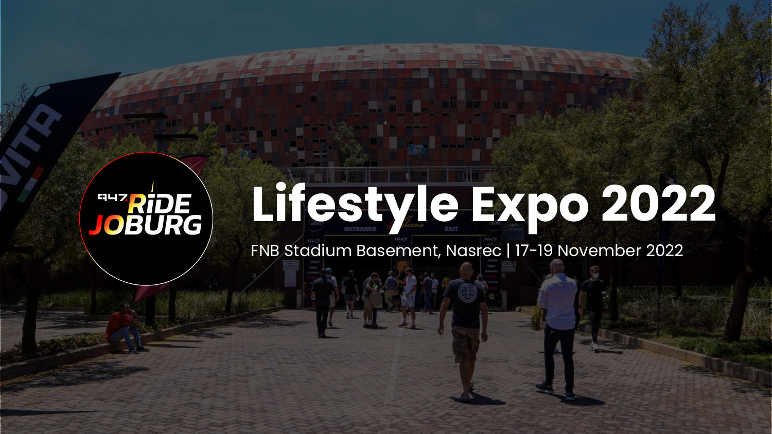947 RIDE JOBURG

# Lifestyle Expo 2022

FNB Stadium Basement, Nasrec | 17-19 November 2022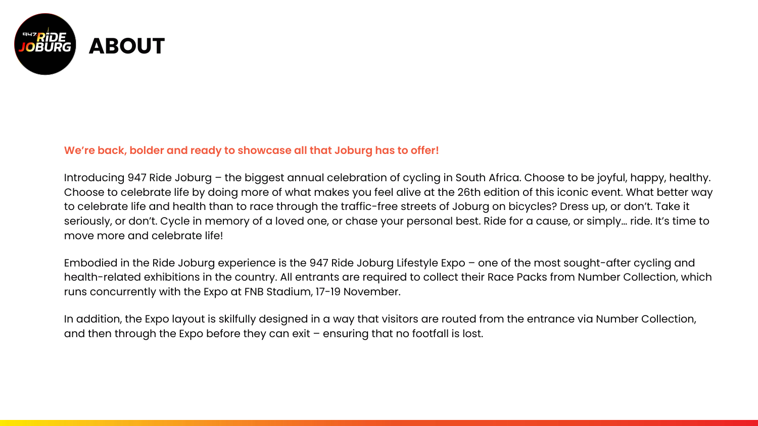# ABOUT

**We're back, bolder and ready to showcase all that Joburg has to offer!**

Introducing 947 Ride Joburg – the biggest annual celebration of cycling in South Africa. Choose to be joyful, happy, healthy. Choose to celebrate life by doing more of what makes you feel alive at the 26th edition of this iconic event. What better way to celebrate life and health than to race through the traffic-free streets of Joburg on bicycles? Dress up, or don't. Take it seriously, or don't. Cycle in memory of a loved one, or chase your personal best. Ride for a cause, or simply… ride. It's time to move more and celebrate life!

Embodied in the Ride Joburg experience is the 947 Ride Joburg Lifestyle Expo – one of the most sought-after cycling and health-related exhibitions in the country. All entrants are required to collect their Race Packs from Number Collection, which runs concurrently with the Expo at FNB Stadium, 17-19 November.

In addition, the Expo layout is skilfully designed in a way that visitors are routed from the entrance via Number Collection, and then through the Expo before they can exit – ensuring that no footfall is lost.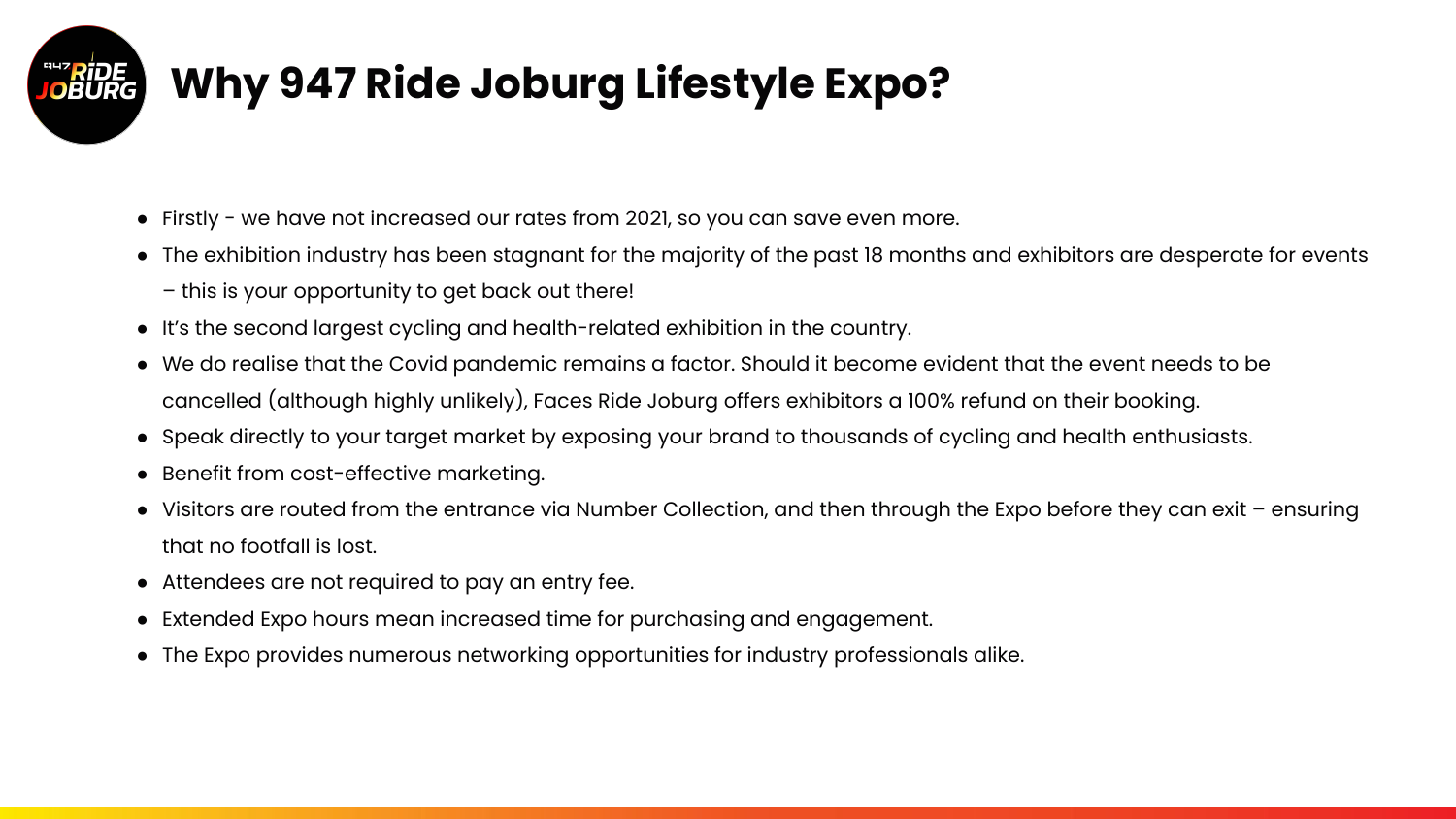# Why 947 Ride Joburg Lifestyle Expo?

- Firstly - we have not increased our rates from 2021, so you can save even more.
- The exhibition industry has been stagnant for the majority of the past 18 months and exhibitors are desperate for events – this is your opportunity to get back out there!
- It's the second largest cycling and health-related exhibition in the country.
- We do realise that the Covid pandemic remains a factor. Should it become evident that the event needs to be cancelled (although highly unlikely), Faces Ride Joburg offers exhibitors a 100% refund on their booking.
- Speak directly to your target market by exposing your brand to thousands of cycling and health enthusiasts.
- Benefit from cost-effective marketing.
- Visitors are routed from the entrance via Number Collection, and then through the Expo before they can exit – ensuring that no footfall is lost.
- Attendees are not required to pay an entry fee.
- Extended Expo hours mean increased time for purchasing and engagement.
- The Expo provides numerous networking opportunities for industry professionals alike.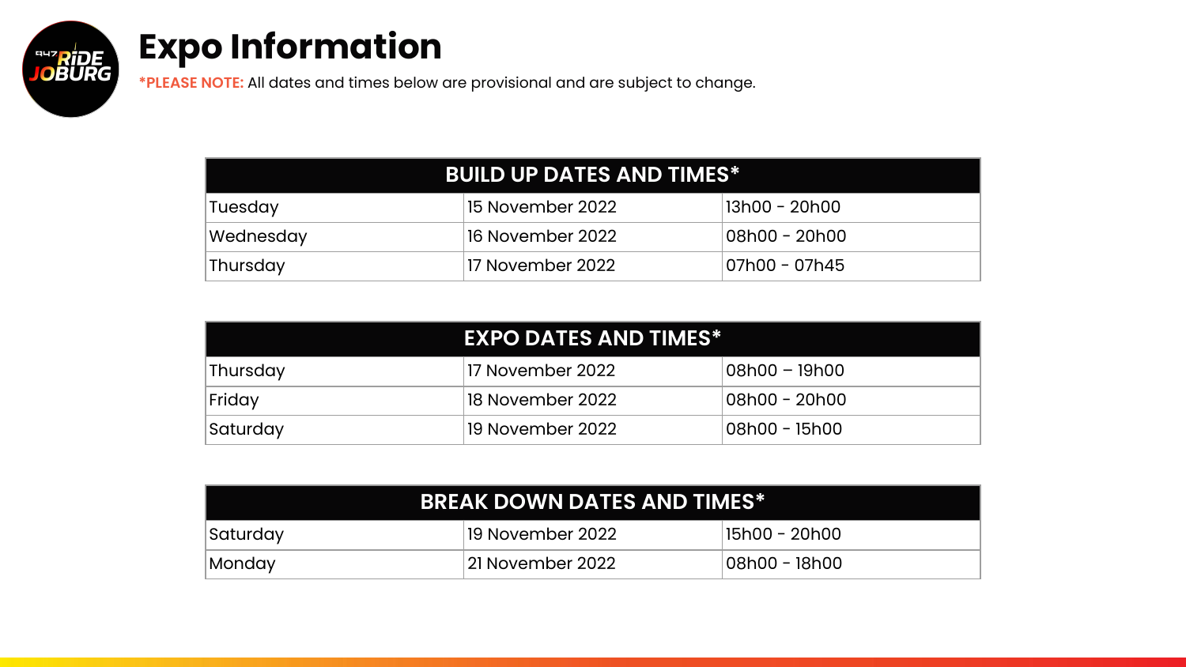# Expo Information

**\*PLEASE NOTE:** All dates and times below are provisional and are subject to change.

| BUILD UP DATES AND TIMES* | | |
|---|---|---|
| Tuesday | 15 November 2022 | 13h00 - 20h00 |
| Wednesday | 16 November 2022 | 08h00 - 20h00 |
| Thursday | 17 November 2022 | 07h00 - 07h45 |

| EXPO DATES AND TIMES* | | |
|---|---|---|
| Thursday | 17 November 2022 | 08h00 – 19h00 |
| Friday | 18 November 2022 | 08h00 - 20h00 |
| Saturday | 19 November 2022 | 08h00 - 15h00 |

| BREAK DOWN DATES AND TIMES* | | |
|---|---|---|
| Saturday | 19 November 2022 | 15h00 - 20h00 |
| Monday | 21 November 2022 | 08h00 - 18h00 |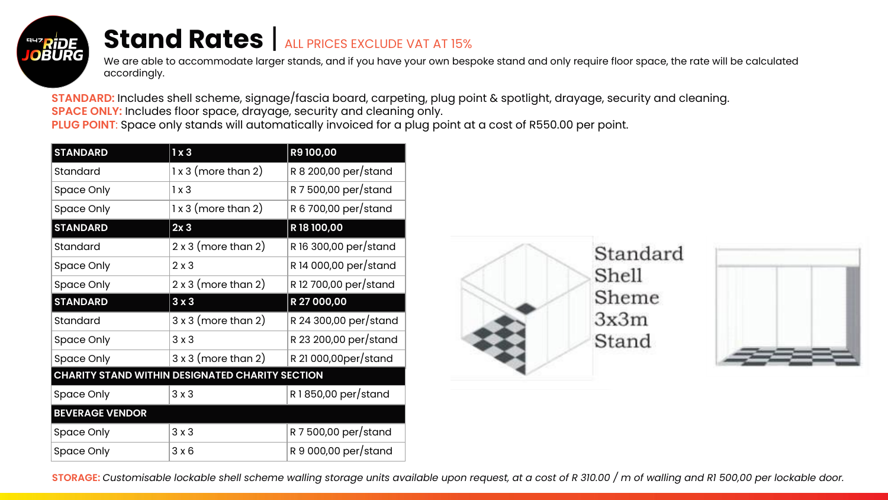# Stand Rates | ALL PRICES EXCLUDE VAT AT 15%

We are able to accommodate larger stands, and if you have your own bespoke stand and only require floor space, the rate will be calculated accordingly.

**STANDARD:** Includes shell scheme, signage/fascia board, carpeting, plug point & spotlight, drayage, security and cleaning.
**SPACE ONLY:** Includes floor space, drayage, security and cleaning only.
**PLUG POINT**: Space only stands will automatically invoiced for a plug point at a cost of R550.00 per point.

| STANDARD | 1 x 3 | R9 100,00 |
|---|---|---|
| Standard | 1 x 3 (more than 2) | R 8 200,00 per/stand |
| Space Only | 1 x 3 | R 7 500,00 per/stand |
| Space Only | 1 x 3 (more than 2) | R 6 700,00 per/stand |
| **STANDARD** | **2x 3** | **R 18 100,00** |
| Standard | 2 x 3 (more than 2) | R 16 300,00 per/stand |
| Space Only | 2 x 3 | R 14 000,00 per/stand |
| Space Only | 2 x 3 (more than 2) | R 12 700,00 per/stand |
| **STANDARD** | **3 x 3** | **R 27 000,00** |
| Standard | 3 x 3 (more than 2) | R 24 300,00 per/stand |
| Space Only | 3 x 3 | R 23 200,00 per/stand |
| Space Only | 3 x 3 (more than 2) | R 21 000,00per/stand |
| **CHARITY STAND WITHIN DESIGNATED CHARITY SECTION** | | |
| Space Only | 3 x 3 | R 1 850,00 per/stand |
| **BEVERAGE VENDOR** | | |
| Space Only | 3 x 3 | R 7 500,00 per/stand |
| Space Only | 3 x 6 | R 9 000,00 per/stand |

Standard Shell Sheme 3x3m Stand

**STORAGE:** *Customisable lockable shell scheme walling storage units available upon request, at a cost of R 310.00 / m of walling and R1 500,00 per lockable door.*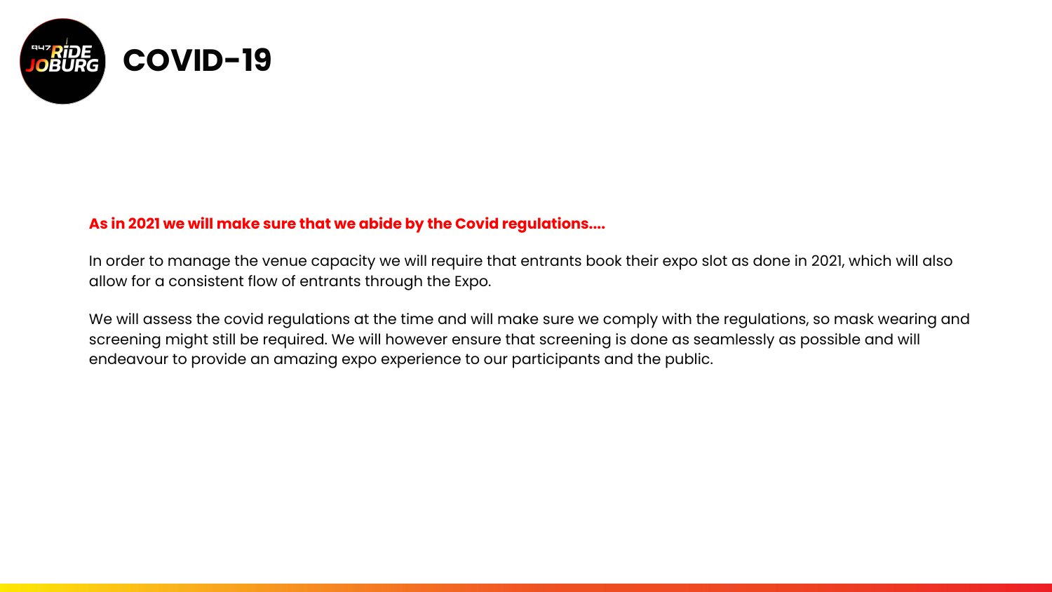# COVID-19

**As in 2021 we will make sure that we abide by the Covid regulations....**

In order to manage the venue capacity we will require that entrants book their expo slot as done in 2021, which will also allow for a consistent flow of entrants through the Expo.

We will assess the covid regulations at the time and will make sure we comply with the regulations, so mask wearing and screening might still be required. We will however ensure that screening is done as seamlessly as possible and will endeavour to provide an amazing expo experience to our participants and the public.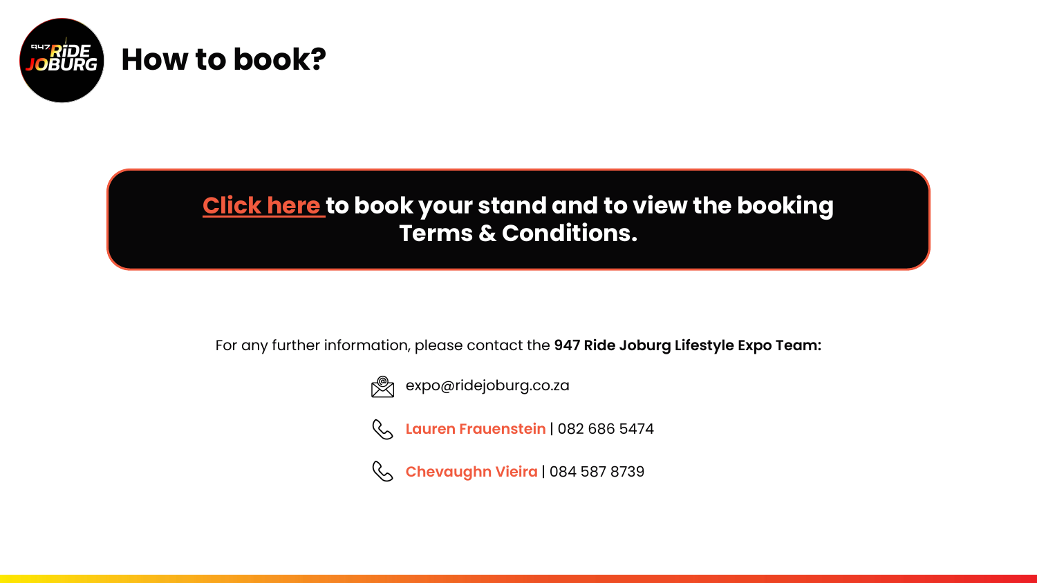# How to book?

**Click here to book your stand and to view the booking Terms & Conditions.**

For any further information, please contact the **947 Ride Joburg Lifestyle Expo Team:**

expo@ridejoburg.co.za

**Lauren Frauenstein** | 082 686 5474

**Chevaughn Vieira** | 084 587 8739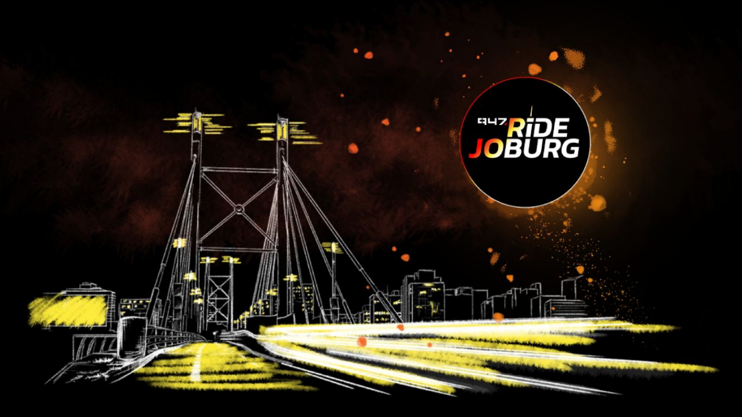947 RIDE JOBURG